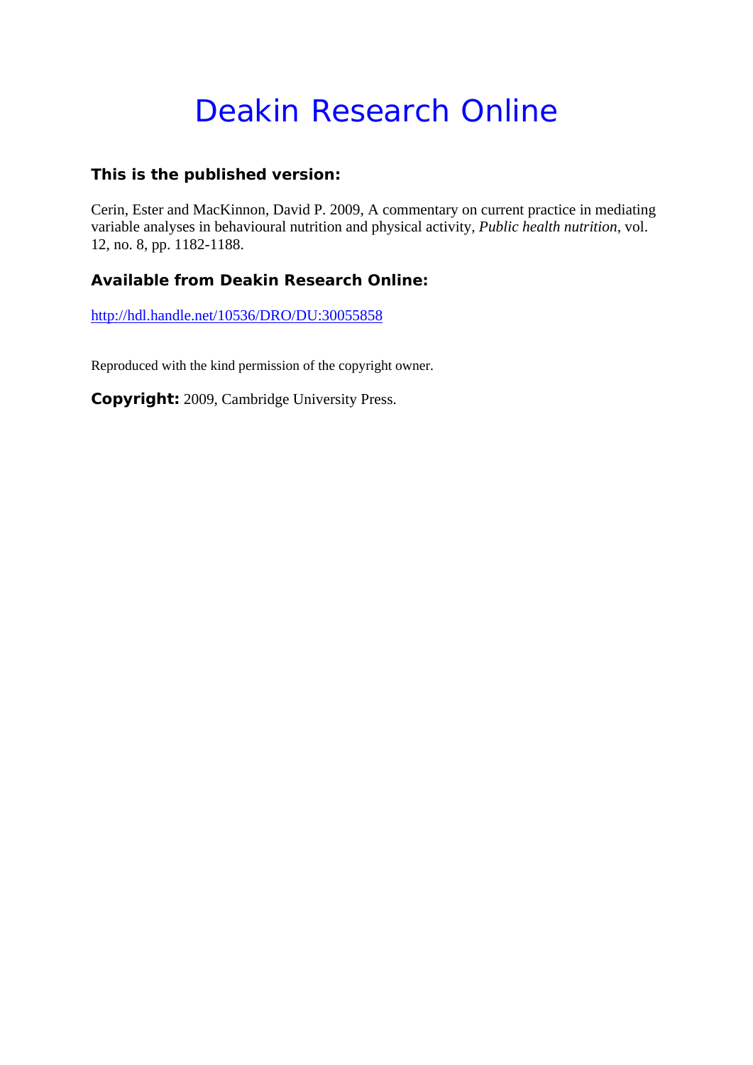# Deakin Research Online

### This is the published version:

Cerin, Ester and MacKinnon, David P. 2009, A commentary on current practice in mediating variable analyses in behavioural nutrition and physical activity, *Public health nutrition*, vol. 12, no. 8, pp. 1182-1188.

### Available from Deakin Research Online:

http://hdl.handle.net/10536/DRO/DU:30055858

Reproduced with the kind permission of the copyright owner.

**Copyright:** 2009, Cambridge University Press.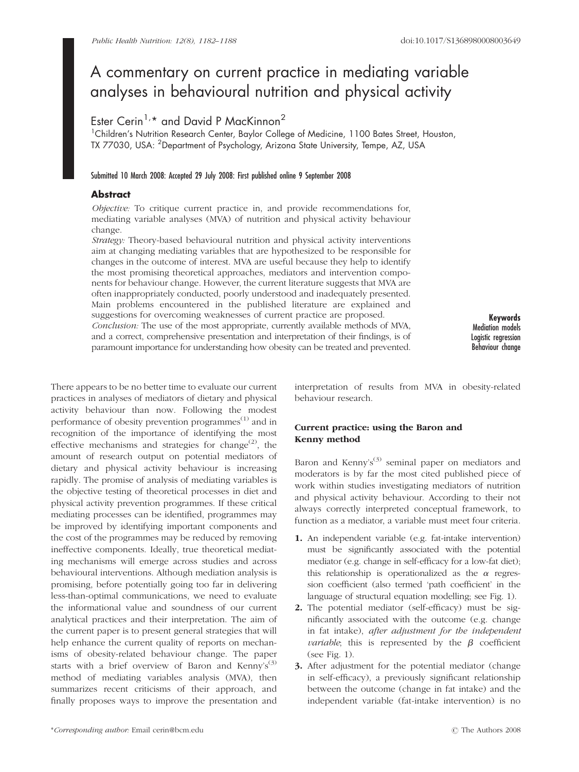# A commentary on current practice in mediating variable analyses in behavioural nutrition and physical activity

Ester Cerin[1,*] and David P MacKinnon[2]

[1]Children's Nutrition Research Center, Baylor College of Medicine, 1100 Bates Street, Houston, TX 77030, USA: [2]Department of Psychology, Arizona State University, Tempe, AZ, USA

Submitted 10 March 2008: Accepted 29 July 2008: First published online 9 September 2008

## Abstract

*Objective:* To critique current practice in, and provide recommendations for, mediating variable analyses (MVA) of nutrition and physical activity behaviour change.

*Strategy:* Theory-based behavioural nutrition and physical activity interventions aim at changing mediating variables that are hypothesized to be responsible for changes in the outcome of interest. MVA are useful because they help to identify the most promising theoretical approaches, mediators and intervention components for behaviour change. However, the current literature suggests that MVA are often inappropriately conducted, poorly understood and inadequately presented. Main problems encountered in the published literature are explained and suggestions for overcoming weaknesses of current practice are proposed.

*Conclusion:* The use of the most appropriate, currently available methods of MVA, and a correct, comprehensive presentation and interpretation of their findings, is of paramount importance for understanding how obesity can be treated and prevented.

**Keywords**
Mediation models
Logistic regression
Behaviour change

There appears to be no better time to evaluate our current practices in analyses of mediators of dietary and physical activity behaviour than now. Following the modest performance of obesity prevention programmes[1] and in recognition of the importance of identifying the most effective mechanisms and strategies for change[2], the amount of research output on potential mediators of dietary and physical activity behaviour is increasing rapidly. The promise of analysis of mediating variables is the objective testing of theoretical processes in diet and physical activity prevention programmes. If these critical mediating processes can be identified, programmes may be improved by identifying important components and the cost of the programmes may be reduced by removing ineffective components. Ideally, true theoretical mediating mechanisms will emerge across studies and across behavioural interventions. Although mediation analysis is promising, before potentially going too far in delivering less-than-optimal communications, we need to evaluate the informational value and soundness of our current analytical practices and their interpretation. The aim of the current paper is to present general strategies that will help enhance the current quality of reports on mechanisms of obesity-related behaviour change. The paper starts with a brief overview of Baron and Kenny's[3] method of mediating variables analysis (MVA), then summarizes recent criticisms of their approach, and finally proposes ways to improve the presentation and interpretation of results from MVA in obesity-related behaviour research.

### Current practice: using the Baron and Kenny method

Baron and Kenny's[3] seminal paper on mediators and moderators is by far the most cited published piece of work within studies investigating mediators of nutrition and physical activity behaviour. According to their not always correctly interpreted conceptual framework, to function as a mediator, a variable must meet four criteria.

1. An independent variable (e.g. fat-intake intervention) must be significantly associated with the potential mediator (e.g. change in self-efficacy for a low-fat diet); this relationship is operationalized as the $\alpha$ regression coefficient (also termed 'path coefficient' in the language of structural equation modelling; see Fig. 1).
2. The potential mediator (self-efficacy) must be significantly associated with the outcome (e.g. change in fat intake), *after adjustment for the independent variable*; this is represented by the $\beta$ coefficient (see Fig. 1).
3. After adjustment for the potential mediator (change in self-efficacy), a previously significant relationship between the outcome (change in fat intake) and the independent variable (fat-intake intervention) is no

*Corresponding author: Email cerin@bcm.edu

© The Authors 2008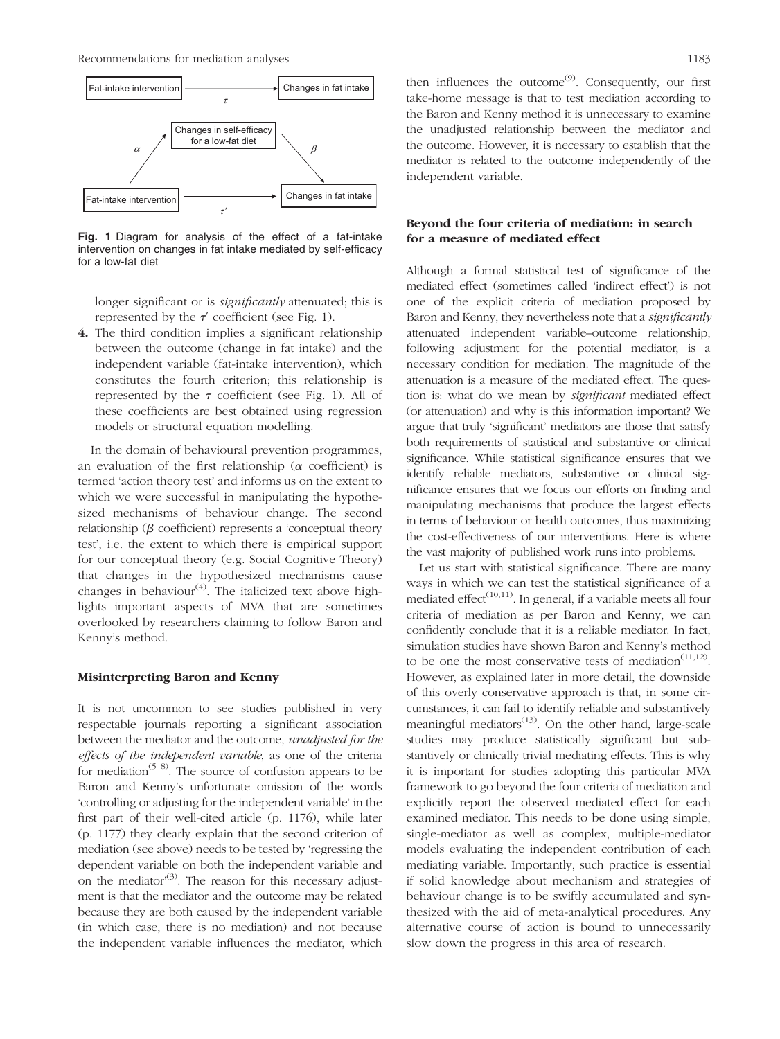Fig. 1 Diagram for analysis of the effect of a fat-intake intervention on changes in fat intake mediated by self-efficacy for a low-fat diet

longer significant or is *significantly* attenuated; this is represented by the $\tau'$ coefficient (see Fig. 1).

4. The third condition implies a significant relationship between the outcome (change in fat intake) and the independent variable (fat-intake intervention), which constitutes the fourth criterion; this relationship is represented by the $\tau$ coefficient (see Fig. 1). All of these coefficients are best obtained using regression models or structural equation modelling.

In the domain of behavioural prevention programmes, an evaluation of the first relationship ($\alpha$ coefficient) is termed 'action theory test' and informs us on the extent to which we were successful in manipulating the hypothesized mechanisms of behaviour change. The second relationship ($\beta$ coefficient) represents a 'conceptual theory test', i.e. the extent to which there is empirical support for our conceptual theory (e.g. Social Cognitive Theory) that changes in the hypothesized mechanisms cause changes in behaviour[4]. The italicized text above highlights important aspects of MVA that are sometimes overlooked by researchers claiming to follow Baron and Kenny's method.

### Misinterpreting Baron and Kenny

It is not uncommon to see studies published in very respectable journals reporting a significant association between the mediator and the outcome, *unadjusted for the effects of the independent variable*, as one of the criteria for mediation[5–8]. The source of confusion appears to be Baron and Kenny's unfortunate omission of the words 'controlling or adjusting for the independent variable' in the first part of their well-cited article (p. 1176), while later (p. 1177) they clearly explain that the second criterion of mediation (see above) needs to be tested by 'regressing the dependent variable on both the independent variable and on the mediator'[3]. The reason for this necessary adjustment is that the mediator and the outcome may be related because they are both caused by the independent variable (in which case, there is no mediation) and not because the independent variable influences the mediator, which then influences the outcome[9]. Consequently, our first take-home message is that to test mediation according to the Baron and Kenny method it is unnecessary to examine the unadjusted relationship between the mediator and the outcome. However, it is necessary to establish that the mediator is related to the outcome independently of the independent variable.

### Beyond the four criteria of mediation: in search for a measure of mediated effect

Although a formal statistical test of significance of the mediated effect (sometimes called 'indirect effect') is not one of the explicit criteria of mediation proposed by Baron and Kenny, they nevertheless note that a *significantly* attenuated independent variable–outcome relationship, following adjustment for the potential mediator, is a necessary condition for mediation. The magnitude of the attenuation is a measure of the mediated effect. The question is: what do we mean by *significant* mediated effect (or attenuation) and why is this information important? We argue that truly 'significant' mediators are those that satisfy both requirements of statistical and substantive or clinical significance. While statistical significance ensures that we identify reliable mediators, substantive or clinical significance ensures that we focus our efforts on finding and manipulating mechanisms that produce the largest effects in terms of behaviour or health outcomes, thus maximizing the cost-effectiveness of our interventions. Here is where the vast majority of published work runs into problems.

Let us start with statistical significance. There are many ways in which we can test the statistical significance of a mediated effect[10,11]. In general, if a variable meets all four criteria of mediation as per Baron and Kenny, we can confidently conclude that it is a reliable mediator. In fact, simulation studies have shown Baron and Kenny's method to be one the most conservative tests of mediation[11,12]. However, as explained later in more detail, the downside of this overly conservative approach is that, in some circumstances, it can fail to identify reliable and substantively meaningful mediators[13]. On the other hand, large-scale studies may produce statistically significant but substantively or clinically trivial mediating effects. This is why it is important for studies adopting this particular MVA framework to go beyond the four criteria of mediation and explicitly report the observed mediated effect for each examined mediator. This needs to be done using simple, single-mediator as well as complex, multiple-mediator models evaluating the independent contribution of each mediating variable. Importantly, such practice is essential if solid knowledge about mechanism and strategies of behaviour change is to be swiftly accumulated and synthesized with the aid of meta-analytical procedures. Any alternative course of action is bound to unnecessarily slow down the progress in this area of research.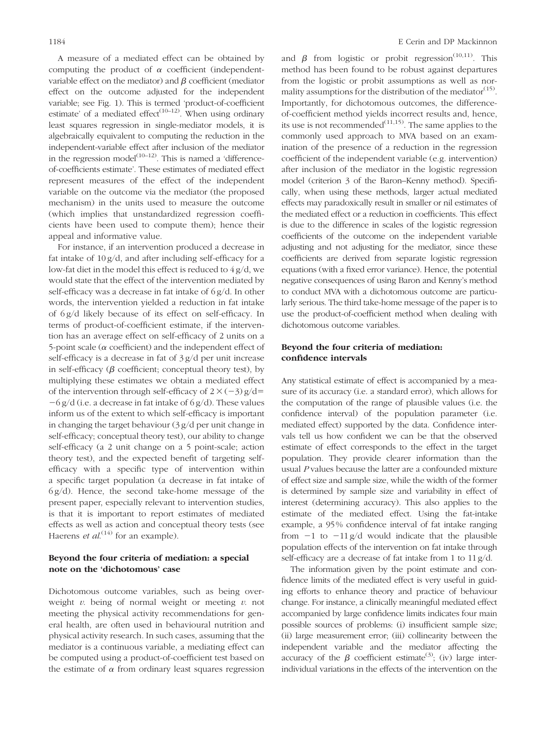A measure of a mediated effect can be obtained by computing the product of $\alpha$ coefficient (independent-variable effect on the mediator) and $\beta$ coefficient (mediator effect on the outcome adjusted for the independent variable; see Fig. 1). This is termed 'product-of-coefficient estimate' of a mediated effect[10–12]. When using ordinary least squares regression in single-mediator models, it is algebraically equivalent to computing the reduction in the independent-variable effect after inclusion of the mediator in the regression model[10–12]. This is named a 'difference-of-coefficients estimate'. These estimates of mediated effect represent measures of the effect of the independent variable on the outcome via the mediator (the proposed mechanism) in the units used to measure the outcome (which implies that unstandardized regression coefficients have been used to compute them); hence their appeal and informative value.

For instance, if an intervention produced a decrease in fat intake of 10 g/d, and after including self-efficacy for a low-fat diet in the model this effect is reduced to 4 g/d, we would state that the effect of the intervention mediated by self-efficacy was a decrease in fat intake of 6 g/d. In other words, the intervention yielded a reduction in fat intake of 6 g/d likely because of its effect on self-efficacy. In terms of product-of-coefficient estimate, if the intervention has an average effect on self-efficacy of 2 units on a 5-point scale ($\alpha$ coefficient) and the independent effect of self-efficacy is a decrease in fat of 3 g/d per unit increase in self-efficacy ($\beta$ coefficient; conceptual theory test), by multiplying these estimates we obtain a mediated effect of the intervention through self-efficacy of $2 \times (-3)$ g/d $=$ $-6$ g/d (i.e. a decrease in fat intake of 6 g/d). These values inform us of the extent to which self-efficacy is important in changing the target behaviour (3 g/d per unit change in self-efficacy; conceptual theory test), our ability to change self-efficacy (a 2 unit change on a 5 point-scale; action theory test), and the expected benefit of targeting self-efficacy with a specific type of intervention within a specific target population (a decrease in fat intake of 6 g/d). Hence, the second take-home message of the present paper, especially relevant to intervention studies, is that it is important to report estimates of mediated effects as well as action and conceptual theory tests (see Haerens *et al.*[14] for an example).

### Beyond the four criteria of mediation: a special note on the 'dichotomous' case

Dichotomous outcome variables, such as being overweight *v.* being of normal weight or meeting *v.* not meeting the physical activity recommendations for general health, are often used in behavioural nutrition and physical activity research. In such cases, assuming that the mediator is a continuous variable, a mediating effect can be computed using a product-of-coefficient test based on the estimate of $\alpha$ from ordinary least squares regression and $\beta$ from logistic or probit regression[10,11]. This method has been found to be robust against departures from the logistic or probit assumptions as well as normality assumptions for the distribution of the mediator[15]. Importantly, for dichotomous outcomes, the difference-of-coefficient method yields incorrect results and, hence, its use is not recommended[11,15]. The same applies to the commonly used approach to MVA based on an examination of the presence of a reduction in the regression coefficient of the independent variable (e.g. intervention) after inclusion of the mediator in the logistic regression model (criterion 3 of the Baron–Kenny method). Specifically, when using these methods, larger actual mediated effects may paradoxically result in smaller or nil estimates of the mediated effect or a reduction in coefficients. This effect is due to the difference in scales of the logistic regression coefficients of the outcome on the independent variable adjusting and not adjusting for the mediator, since these coefficients are derived from separate logistic regression equations (with a fixed error variance). Hence, the potential negative consequences of using Baron and Kenny's method to conduct MVA with a dichotomous outcome are particularly serious. The third take-home message of the paper is to use the product-of-coefficient method when dealing with dichotomous outcome variables.

### Beyond the four criteria of mediation: confidence intervals

Any statistical estimate of effect is accompanied by a measure of its accuracy (i.e. a standard error), which allows for the computation of the range of plausible values (i.e. the confidence interval) of the population parameter (i.e. mediated effect) supported by the data. Confidence intervals tell us how confident we can be that the observed estimate of effect corresponds to the effect in the target population. They provide clearer information than the usual *P* values because the latter are a confounded mixture of effect size and sample size, while the width of the former is determined by sample size and variability in effect of interest (determining accuracy). This also applies to the estimate of the mediated effect. Using the fat-intake example, a 95 % confidence interval of fat intake ranging from $-1$ to $-11$ g/d would indicate that the plausible population effects of the intervention on fat intake through self-efficacy are a decrease of fat intake from 1 to 11 g/d.

The information given by the point estimate and confidence limits of the mediated effect is very useful in guiding efforts to enhance theory and practice of behaviour change. For instance, a clinically meaningful mediated effect accompanied by large confidence limits indicates four main possible sources of problems: (i) insufficient sample size; (ii) large measurement error; (iii) collinearity between the independent variable and the mediator affecting the accuracy of the $\beta$ coefficient estimate[3]; (iv) large inter-individual variations in the effects of the intervention on the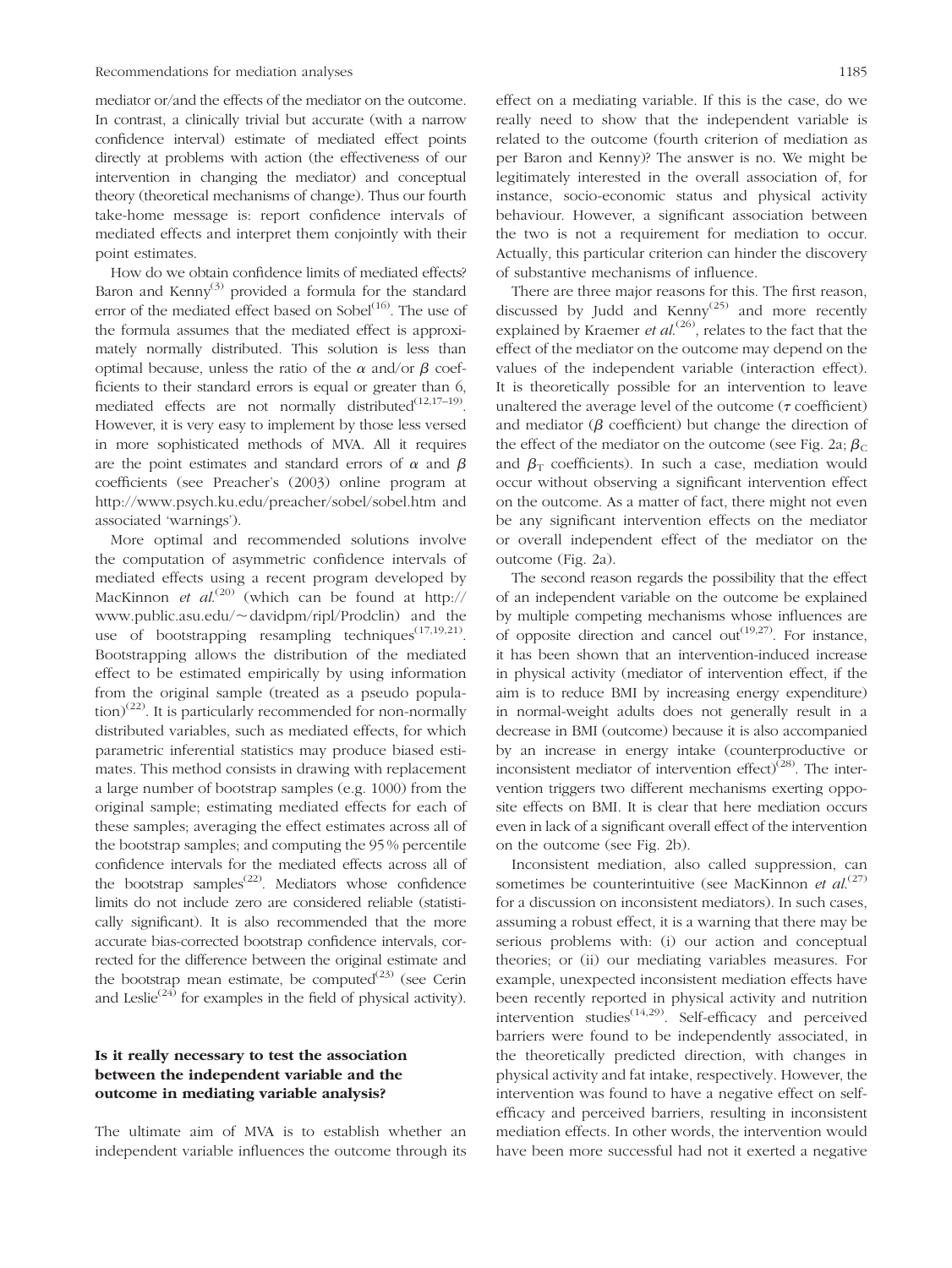mediator or/and the effects of the mediator on the outcome. In contrast, a clinically trivial but accurate (with a narrow confidence interval) estimate of mediated effect points directly at problems with action (the effectiveness of our intervention in changing the mediator) and conceptual theory (theoretical mechanisms of change). Thus our fourth take-home message is: report confidence intervals of mediated effects and interpret them conjointly with their point estimates.

How do we obtain confidence limits of mediated effects? Baron and Kenny[3] provided a formula for the standard error of the mediated effect based on Sobel[16]. The use of the formula assumes that the mediated effect is approximately normally distributed. This solution is less than optimal because, unless the ratio of the $\alpha$ and/or $\beta$ coefficients to their standard errors is equal or greater than 6, mediated effects are not normally distributed[12,17–19]. However, it is very easy to implement by those less versed in more sophisticated methods of MVA. All it requires are the point estimates and standard errors of $\alpha$ and $\beta$ coefficients (see Preacher's (2003) online program at http://www.psych.ku.edu/preacher/sobel/sobel.htm and associated 'warnings').

More optimal and recommended solutions involve the computation of asymmetric confidence intervals of mediated effects using a recent program developed by MacKinnon *et al.*[20] (which can be found at http://www.public.asu.edu/~davidpm/ripl/Prodclin) and the use of bootstrapping resampling techniques[17,19,21]. Bootstrapping allows the distribution of the mediated effect to be estimated empirically by using information from the original sample (treated as a pseudo population)[22]. It is particularly recommended for non-normally distributed variables, such as mediated effects, for which parametric inferential statistics may produce biased estimates. This method consists in drawing with replacement a large number of bootstrap samples (e.g. 1000) from the original sample; estimating mediated effects for each of these samples; averaging the effect estimates across all of the bootstrap samples; and computing the 95 % percentile confidence intervals for the mediated effects across all of the bootstrap samples[22]. Mediators whose confidence limits do not include zero are considered reliable (statistically significant). It is also recommended that the more accurate bias-corrected bootstrap confidence intervals, corrected for the difference between the original estimate and the bootstrap mean estimate, be computed[23] (see Cerin and Leslie[24] for examples in the field of physical activity).

## Is it really necessary to test the association between the independent variable and the outcome in mediating variable analysis?

The ultimate aim of MVA is to establish whether an independent variable influences the outcome through its effect on a mediating variable. If this is the case, do we really need to show that the independent variable is related to the outcome (fourth criterion of mediation as per Baron and Kenny)? The answer is no. We might be legitimately interested in the overall association of, for instance, socio-economic status and physical activity behaviour. However, a significant association between the two is not a requirement for mediation to occur. Actually, this particular criterion can hinder the discovery of substantive mechanisms of influence.

There are three major reasons for this. The first reason, discussed by Judd and Kenny[25] and more recently explained by Kraemer *et al.*[26], relates to the fact that the effect of the mediator on the outcome may depend on the values of the independent variable (interaction effect). It is theoretically possible for an intervention to leave unaltered the average level of the outcome ($\tau$ coefficient) and mediator ($\beta$ coefficient) but change the direction of the effect of the mediator on the outcome (see Fig. 2a; $\beta_C$ and $\beta_T$ coefficients). In such a case, mediation would occur without observing a significant intervention effect on the outcome. As a matter of fact, there might not even be any significant intervention effects on the mediator or overall independent effect of the mediator on the outcome (Fig. 2a).

The second reason regards the possibility that the effect of an independent variable on the outcome be explained by multiple competing mechanisms whose influences are of opposite direction and cancel out[19,27]. For instance, it has been shown that an intervention-induced increase in physical activity (mediator of intervention effect, if the aim is to reduce BMI by increasing energy expenditure) in normal-weight adults does not generally result in a decrease in BMI (outcome) because it is also accompanied by an increase in energy intake (counterproductive or inconsistent mediator of intervention effect)[28]. The intervention triggers two different mechanisms exerting opposite effects on BMI. It is clear that here mediation occurs even in lack of a significant overall effect of the intervention on the outcome (see Fig. 2b).

Inconsistent mediation, also called suppression, can sometimes be counterintuitive (see MacKinnon *et al.*[27] for a discussion on inconsistent mediators). In such cases, assuming a robust effect, it is a warning that there may be serious problems with: (i) our action and conceptual theories; or (ii) our mediating variables measures. For example, unexpected inconsistent mediation effects have been recently reported in physical activity and nutrition intervention studies[14,29]. Self-efficacy and perceived barriers were found to be independently associated, in the theoretically predicted direction, with changes in physical activity and fat intake, respectively. However, the intervention was found to have a negative effect on self-efficacy and perceived barriers, resulting in inconsistent mediation effects. In other words, the intervention would have been more successful had not it exerted a negative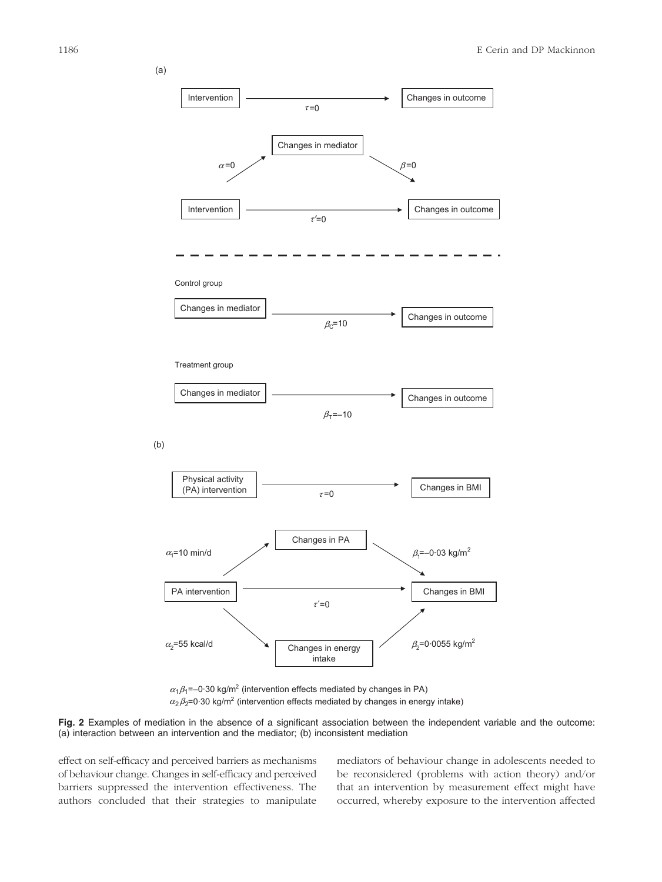(a)

Intervention → Changes in outcome, $\tau=0$

Changes in mediator: $\alpha=0$, $\beta=0$

Intervention → Changes in outcome, $\tau'=0$

Control group

Changes in mediator → Changes in outcome, $\beta_C=10$

Treatment group

Changes in mediator → Changes in outcome, $\beta_T=-10$

(b)

Physical activity (PA) intervention → Changes in BMI, $\tau=0$

$\alpha_1=10$ min/d; Changes in PA; $\beta_1=-0{\cdot}03$ kg/m$^2$

PA intervention → Changes in BMI, $\tau'=0$

$\alpha_2=55$ kcal/d; Changes in energy intake; $\beta_2=0{\cdot}0055$ kg/m$^2$

$\alpha_1\beta_1=-0{\cdot}30$ kg/m$^2$ (intervention effects mediated by changes in PA)
$\alpha_2\beta_2=0{\cdot}30$ kg/m$^2$ (intervention effects mediated by changes in energy intake)

**Fig. 2** Examples of mediation in the absence of a significant association between the independent variable and the outcome: (a) interaction between an intervention and the mediator; (b) inconsistent mediation

effect on self-efficacy and perceived barriers as mechanisms of behaviour change. Changes in self-efficacy and perceived barriers suppressed the intervention effectiveness. The authors concluded that their strategies to manipulate mediators of behaviour change in adolescents needed to be reconsidered (problems with action theory) and/or that an intervention by measurement effect might have occurred, whereby exposure to the intervention affected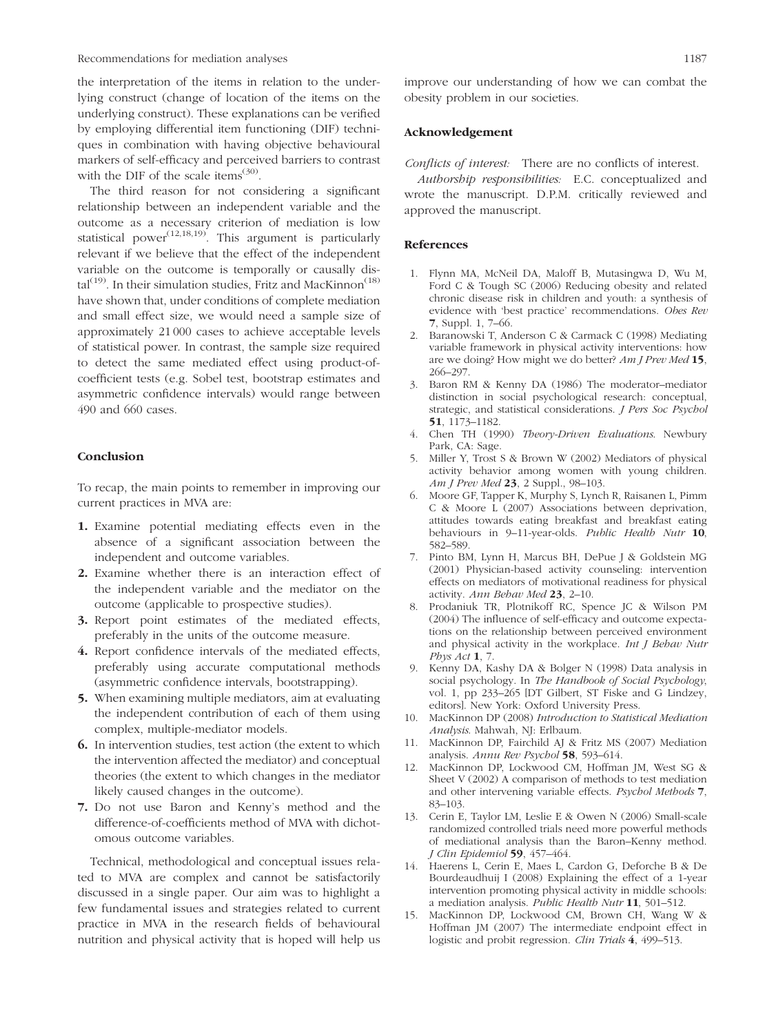the interpretation of the items in relation to the underlying construct (change of location of the items on the underlying construct). These explanations can be verified by employing differential item functioning (DIF) techniques in combination with having objective behavioural markers of self-efficacy and perceived barriers to contrast with the DIF of the scale items[30].

The third reason for not considering a significant relationship between an independent variable and the outcome as a necessary criterion of mediation is low statistical power[12,18,19]. This argument is particularly relevant if we believe that the effect of the independent variable on the outcome is temporally or causally distal[19]. In their simulation studies, Fritz and MacKinnon[18] have shown that, under conditions of complete mediation and small effect size, we would need a sample size of approximately 21 000 cases to achieve acceptable levels of statistical power. In contrast, the sample size required to detect the same mediated effect using product-of-coefficient tests (e.g. Sobel test, bootstrap estimates and asymmetric confidence intervals) would range between 490 and 660 cases.

## Conclusion

To recap, the main points to remember in improving our current practices in MVA are:

1. Examine potential mediating effects even in the absence of a significant association between the independent and outcome variables.
2. Examine whether there is an interaction effect of the independent variable and the mediator on the outcome (applicable to prospective studies).
3. Report point estimates of the mediated effects, preferably in the units of the outcome measure.
4. Report confidence intervals of the mediated effects, preferably using accurate computational methods (asymmetric confidence intervals, bootstrapping).
5. When examining multiple mediators, aim at evaluating the independent contribution of each of them using complex, multiple-mediator models.
6. In intervention studies, test action (the extent to which the intervention affected the mediator) and conceptual theories (the extent to which changes in the mediator likely caused changes in the outcome).
7. Do not use Baron and Kenny's method and the difference-of-coefficients method of MVA with dichotomous outcome variables.

Technical, methodological and conceptual issues related to MVA are complex and cannot be satisfactorily discussed in a single paper. Our aim was to highlight a few fundamental issues and strategies related to current practice in MVA in the research fields of behavioural nutrition and physical activity that is hoped will help us improve our understanding of how we can combat the obesity problem in our societies.

## Acknowledgement

*Conflicts of interest:* There are no conflicts of interest.

*Authorship responsibilities:* E.C. conceptualized and wrote the manuscript. D.P.M. critically reviewed and approved the manuscript.

## References

1. Flynn MA, McNeil DA, Maloff B, Mutasingwa D, Wu M, Ford C & Tough SC (2006) Reducing obesity and related chronic disease risk in children and youth: a synthesis of evidence with 'best practice' recommendations. *Obes Rev* **7**, Suppl. 1, 7–66.
2. Baranowski T, Anderson C & Carmack C (1998) Mediating variable framework in physical activity interventions: how are we doing? How might we do better? *Am J Prev Med* **15**, 266–297.
3. Baron RM & Kenny DA (1986) The moderator–mediator distinction in social psychological research: conceptual, strategic, and statistical considerations. *J Pers Soc Psychol* **51**, 1173–1182.
4. Chen TH (1990) *Theory-Driven Evaluations*. Newbury Park, CA: Sage.
5. Miller Y, Trost S & Brown W (2002) Mediators of physical activity behavior among women with young children. *Am J Prev Med* **23**, 2 Suppl., 98–103.
6. Moore GF, Tapper K, Murphy S, Lynch R, Raisanen L, Pimm C & Moore L (2007) Associations between deprivation, attitudes towards eating breakfast and breakfast eating behaviours in 9–11-year-olds. *Public Health Nutr* **10**, 582–589.
7. Pinto BM, Lynn H, Marcus BH, DePue J & Goldstein MG (2001) Physician-based activity counseling: intervention effects on mediators of motivational readiness for physical activity. *Ann Behav Med* **23**, 2–10.
8. Prodaniuk TR, Plotnikoff RC, Spence JC & Wilson PM (2004) The influence of self-efficacy and outcome expectations on the relationship between perceived environment and physical activity in the workplace. *Int J Behav Nutr Phys Act* **1**, 7.
9. Kenny DA, Kashy DA & Bolger N (1998) Data analysis in social psychology. In *The Handbook of Social Psychology*, vol. 1, pp 233–265 [DT Gilbert, ST Fiske and G Lindzey, editors]. New York: Oxford University Press.
10. MacKinnon DP (2008) *Introduction to Statistical Mediation Analysis*. Mahwah, NJ: Erlbaum.
11. MacKinnon DP, Fairchild AJ & Fritz MS (2007) Mediation analysis. *Annu Rev Psychol* **58**, 593–614.
12. MacKinnon DP, Lockwood CM, Hoffman JM, West SG & Sheet V (2002) A comparison of methods to test mediation and other intervening variable effects. *Psychol Methods* **7**, 83–103.
13. Cerin E, Taylor LM, Leslie E & Owen N (2006) Small-scale randomized controlled trials need more powerful methods of mediational analysis than the Baron–Kenny method. *J Clin Epidemiol* **59**, 457–464.
14. Haerens L, Cerin E, Maes L, Cardon G, Deforche B & De Bourdeaudhuij I (2008) Explaining the effect of a 1-year intervention promoting physical activity in middle schools: a mediation analysis. *Public Health Nutr* **11**, 501–512.
15. MacKinnon DP, Lockwood CM, Brown CH, Wang W & Hoffman JM (2007) The intermediate endpoint effect in logistic and probit regression. *Clin Trials* **4**, 499–513.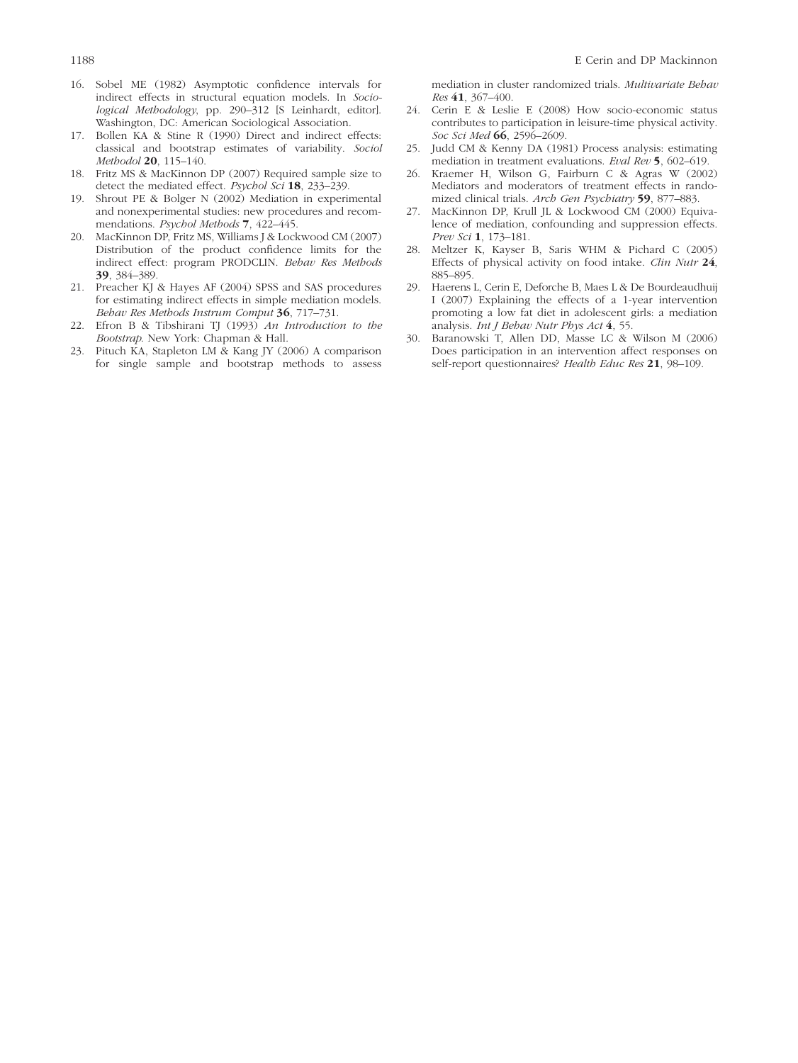16. Sobel ME (1982) Asymptotic confidence intervals for indirect effects in structural equation models. In *Sociological Methodology*, pp. 290–312 [S Leinhardt, editor]. Washington, DC: American Sociological Association.
17. Bollen KA & Stine R (1990) Direct and indirect effects: classical and bootstrap estimates of variability. *Sociol Methodol* **20**, 115–140.
18. Fritz MS & MacKinnon DP (2007) Required sample size to detect the mediated effect. *Psychol Sci* **18**, 233–239.
19. Shrout PE & Bolger N (2002) Mediation in experimental and nonexperimental studies: new procedures and recommendations. *Psychol Methods* **7**, 422–445.
20. MacKinnon DP, Fritz MS, Williams J & Lockwood CM (2007) Distribution of the product confidence limits for the indirect effect: program PRODCLIN. *Behav Res Methods* **39**, 384–389.
21. Preacher KJ & Hayes AF (2004) SPSS and SAS procedures for estimating indirect effects in simple mediation models. *Behav Res Methods Instrum Comput* **36**, 717–731.
22. Efron B & Tibshirani TJ (1993) *An Introduction to the Bootstrap*. New York: Chapman & Hall.
23. Pituch KA, Stapleton LM & Kang JY (2006) A comparison for single sample and bootstrap methods to assess mediation in cluster randomized trials. *Multivariate Behav Res* **41**, 367–400.
24. Cerin E & Leslie E (2008) How socio-economic status contributes to participation in leisure-time physical activity. *Soc Sci Med* **66**, 2596–2609.
25. Judd CM & Kenny DA (1981) Process analysis: estimating mediation in treatment evaluations. *Eval Rev* **5**, 602–619.
26. Kraemer H, Wilson G, Fairburn C & Agras W (2002) Mediators and moderators of treatment effects in randomized clinical trials. *Arch Gen Psychiatry* **59**, 877–883.
27. MacKinnon DP, Krull JL & Lockwood CM (2000) Equivalence of mediation, confounding and suppression effects. *Prev Sci* **1**, 173–181.
28. Meltzer K, Kayser B, Saris WHM & Pichard C (2005) Effects of physical activity on food intake. *Clin Nutr* **24**, 885–895.
29. Haerens L, Cerin E, Deforche B, Maes L & De Bourdeaudhuij I (2007) Explaining the effects of a 1-year intervention promoting a low fat diet in adolescent girls: a mediation analysis. *Int J Behav Nutr Phys Act* **4**, 55.
30. Baranowski T, Allen DD, Masse LC & Wilson M (2006) Does participation in an intervention affect responses on self-report questionnaires? *Health Educ Res* **21**, 98–109.